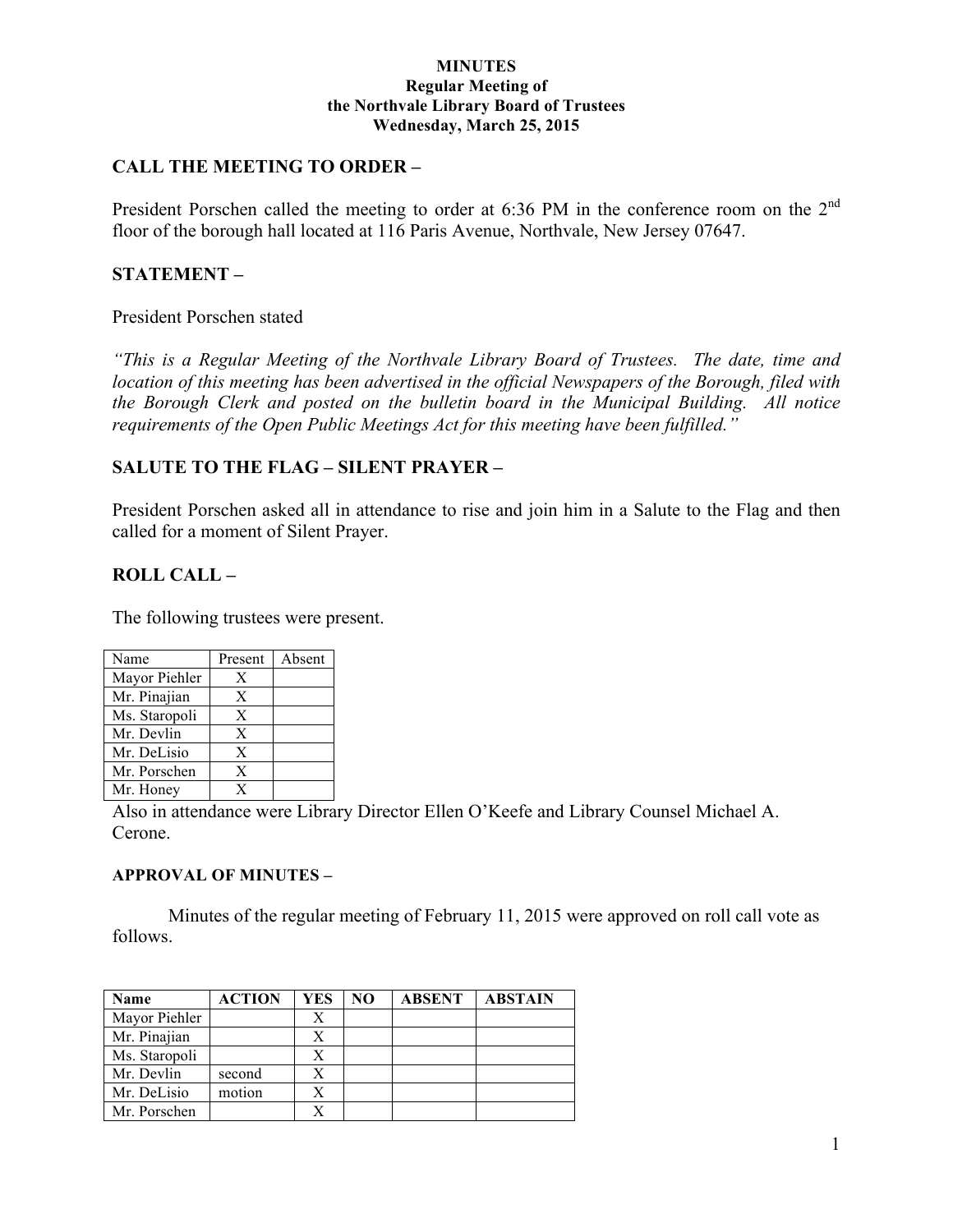# MINUTES
## Regular Meeting of the Northvale Library Board of Trustees
## Wednesday, March 25, 2015

## CALL THE MEETING TO ORDER –

President Porschen called the meeting to order at 6:36 PM in the conference room on the 2nd floor of the borough hall located at 116 Paris Avenue, Northvale, New Jersey 07647.

## STATEMENT –

President Porschen stated

*"This is a Regular Meeting of the Northvale Library Board of Trustees. The date, time and location of this meeting has been advertised in the official Newspapers of the Borough, filed with the Borough Clerk and posted on the bulletin board in the Municipal Building. All notice requirements of the Open Public Meetings Act for this meeting have been fulfilled."*

## SALUTE TO THE FLAG – SILENT PRAYER –

President Porschen asked all in attendance to rise and join him in a Salute to the Flag and then called for a moment of Silent Prayer.

## ROLL CALL –

The following trustees were present.

| Name | Present | Absent |
|---|---|---|
| Mayor Piehler | X | |
| Mr. Pinajian | X | |
| Ms. Staropoli | X | |
| Mr. Devlin | X | |
| Mr. DeLisio | X | |
| Mr. Porschen | X | |
| Mr. Honey | X | |

Also in attendance were Library Director Ellen O'Keefe and Library Counsel Michael A. Cerone.

### APPROVAL OF MINUTES –

Minutes of the regular meeting of February 11, 2015 were approved on roll call vote as follows.

| Name | ACTION | YES | NO | ABSENT | ABSTAIN |
|---|---|---|---|---|---|
| Mayor Piehler | | X | | | |
| Mr. Pinajian | | X | | | |
| Ms. Staropoli | | X | | | |
| Mr. Devlin | second | X | | | |
| Mr. DeLisio | motion | X | | | |
| Mr. Porschen | | X | | | |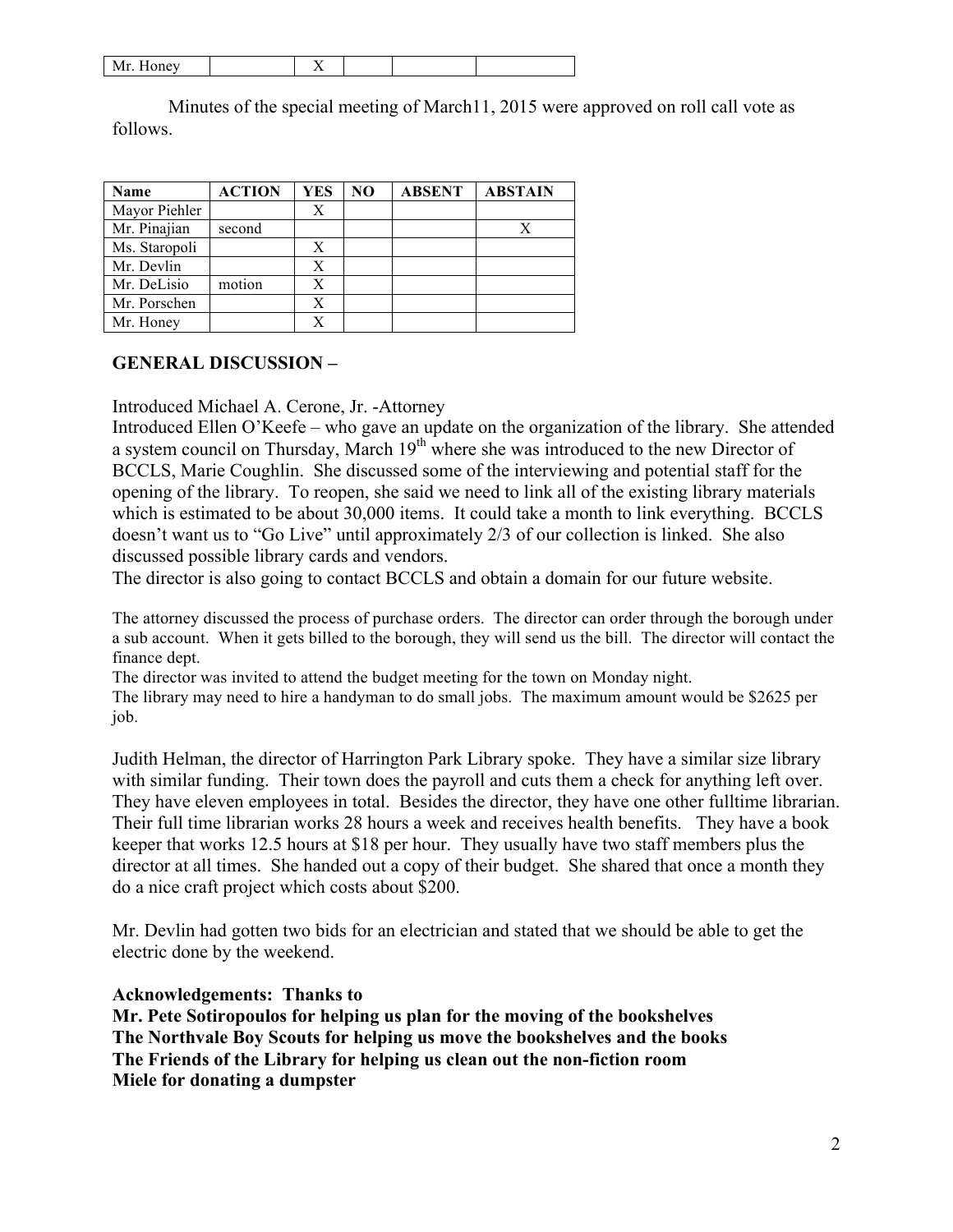| Mr. Honey | | X | | | |
|---|---|---|---|---|---|

Minutes of the special meeting of March11, 2015 were approved on roll call vote as follows.

| Name | ACTION | YES | NO | ABSENT | ABSTAIN |
|---|---|---|---|---|---|
| Mayor Piehler | | X | | | |
| Mr. Pinajian | second | | | | X |
| Ms. Staropoli | | X | | | |
| Mr. Devlin | | X | | | |
| Mr. DeLisio | motion | X | | | |
| Mr. Porschen | | X | | | |
| Mr. Honey | | X | | | |

**GENERAL DISCUSSION –**

Introduced Michael A. Cerone, Jr. -Attorney

Introduced Ellen O'Keefe – who gave an update on the organization of the library. She attended a system council on Thursday, March 19th where she was introduced to the new Director of BCCLS, Marie Coughlin. She discussed some of the interviewing and potential staff for the opening of the library. To reopen, she said we need to link all of the existing library materials which is estimated to be about 30,000 items. It could take a month to link everything. BCCLS doesn't want us to "Go Live" until approximately 2/3 of our collection is linked. She also discussed possible library cards and vendors.

The director is also going to contact BCCLS and obtain a domain for our future website.

The attorney discussed the process of purchase orders. The director can order through the borough under a sub account. When it gets billed to the borough, they will send us the bill. The director will contact the finance dept.

The director was invited to attend the budget meeting for the town on Monday night.

The library may need to hire a handyman to do small jobs. The maximum amount would be $2625 per job.

Judith Helman, the director of Harrington Park Library spoke. They have a similar size library with similar funding. Their town does the payroll and cuts them a check for anything left over. They have eleven employees in total. Besides the director, they have one other fulltime librarian. Their full time librarian works 28 hours a week and receives health benefits. They have a book keeper that works 12.5 hours at $18 per hour. They usually have two staff members plus the director at all times. She handed out a copy of their budget. She shared that once a month they do a nice craft project which costs about $200.

Mr. Devlin had gotten two bids for an electrician and stated that we should be able to get the electric done by the weekend.

**Acknowledgements: Thanks to**
**Mr. Pete Sotiropoulos for helping us plan for the moving of the bookshelves**
**The Northvale Boy Scouts for helping us move the bookshelves and the books**
**The Friends of the Library for helping us clean out the non-fiction room**
**Miele for donating a dumpster**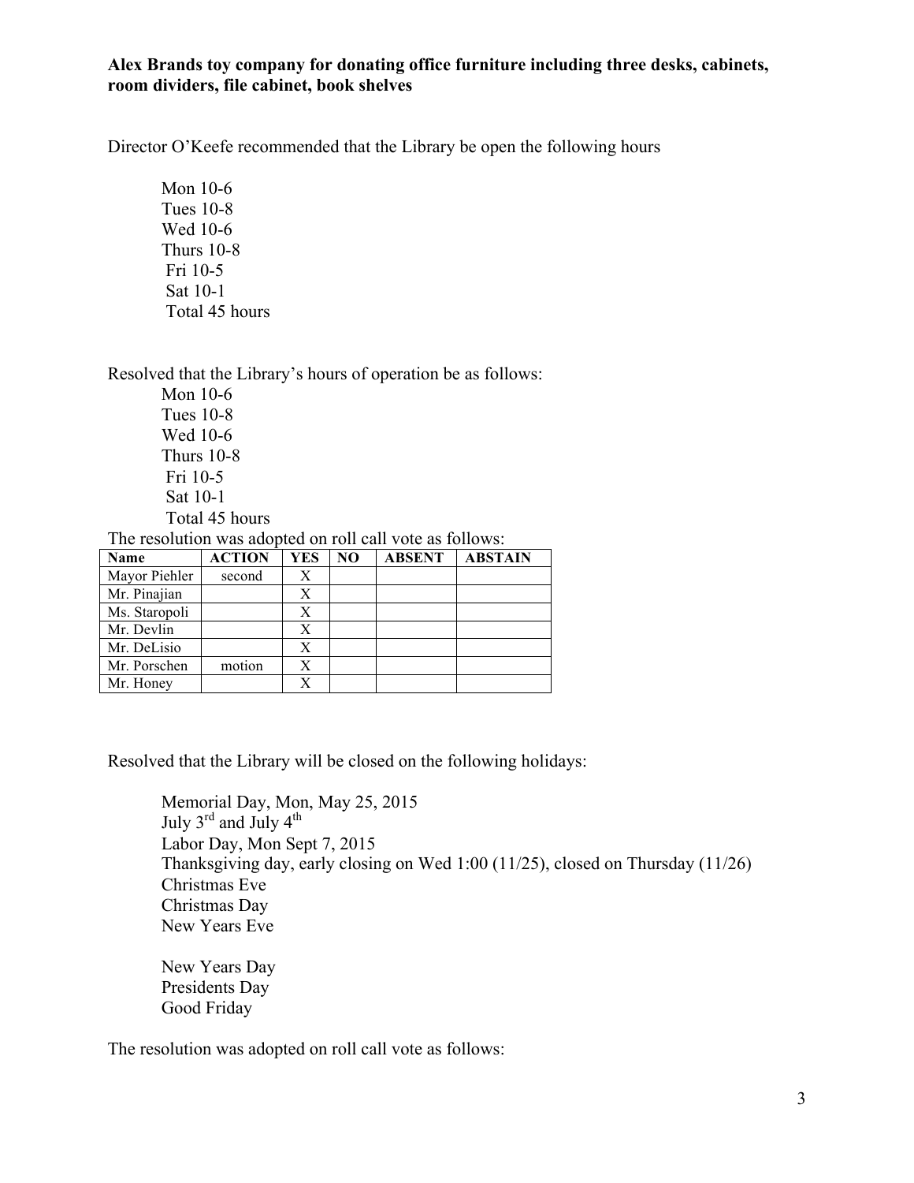**Alex Brands toy company for donating office furniture including three desks, cabinets, room dividers, file cabinet, book shelves**

Director O'Keefe recommended that the Library be open the following hours

Mon 10-6
Tues 10-8
Wed 10-6
Thurs 10-8
Fri 10-5
Sat 10-1
Total 45 hours

Resolved that the Library's hours of operation be as follows:

Mon 10-6
Tues 10-8
Wed 10-6
Thurs 10-8
Fri 10-5
Sat 10-1
Total 45 hours

The resolution was adopted on roll call vote as follows:

| Name | ACTION | YES | NO | ABSENT | ABSTAIN |
|---|---|---|---|---|---|
| Mayor Piehler | second | X | | | |
| Mr. Pinajian | | X | | | |
| Ms. Staropoli | | X | | | |
| Mr. Devlin | | X | | | |
| Mr. DeLisio | | X | | | |
| Mr. Porschen | motion | X | | | |
| Mr. Honey | | X | | | |

Resolved that the Library will be closed on the following holidays:

Memorial Day, Mon, May 25, 2015
July 3rd and July 4th
Labor Day, Mon Sept 7, 2015
Thanksgiving day, early closing on Wed 1:00 (11/25), closed on Thursday (11/26)
Christmas Eve
Christmas Day
New Years Eve

New Years Day
Presidents Day
Good Friday

The resolution was adopted on roll call vote as follows: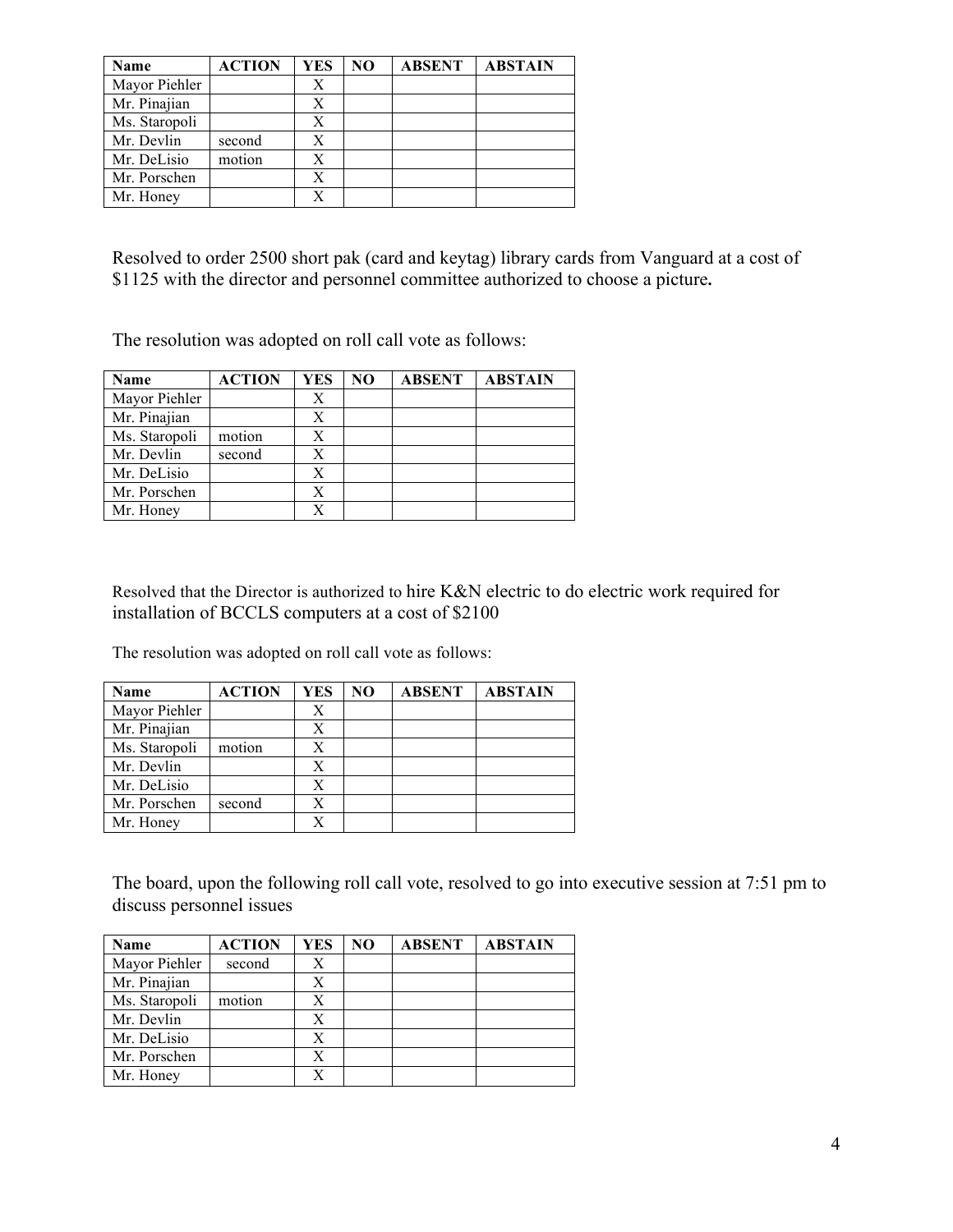| Name | ACTION | YES | NO | ABSENT | ABSTAIN |
|---|---|---|---|---|---|
| Mayor Piehler | | X | | | |
| Mr. Pinajian | | X | | | |
| Ms. Staropoli | | X | | | |
| Mr. Devlin | second | X | | | |
| Mr. DeLisio | motion | X | | | |
| Mr. Porschen | | X | | | |
| Mr. Honey | | X | | | |

Resolved to order 2500 short pak (card and keytag) library cards from Vanguard at a cost of $1125 with the director and personnel committee authorized to choose a picture**.**

The resolution was adopted on roll call vote as follows:

| Name | ACTION | YES | NO | ABSENT | ABSTAIN |
|---|---|---|---|---|---|
| Mayor Piehler | | X | | | |
| Mr. Pinajian | | X | | | |
| Ms. Staropoli | motion | X | | | |
| Mr. Devlin | second | X | | | |
| Mr. DeLisio | | X | | | |
| Mr. Porschen | | X | | | |
| Mr. Honey | | X | | | |

Resolved that the Director is authorized to hire K&N electric to do electric work required for installation of BCCLS computers at a cost of $2100

The resolution was adopted on roll call vote as follows:

| Name | ACTION | YES | NO | ABSENT | ABSTAIN |
|---|---|---|---|---|---|
| Mayor Piehler | | X | | | |
| Mr. Pinajian | | X | | | |
| Ms. Staropoli | motion | X | | | |
| Mr. Devlin | | X | | | |
| Mr. DeLisio | | X | | | |
| Mr. Porschen | second | X | | | |
| Mr. Honey | | X | | | |

The board, upon the following roll call vote, resolved to go into executive session at 7:51 pm to discuss personnel issues

| Name | ACTION | YES | NO | ABSENT | ABSTAIN |
|---|---|---|---|---|---|
| Mayor Piehler | second | X | | | |
| Mr. Pinajian | | X | | | |
| Ms. Staropoli | motion | X | | | |
| Mr. Devlin | | X | | | |
| Mr. DeLisio | | X | | | |
| Mr. Porschen | | X | | | |
| Mr. Honey | | X | | | |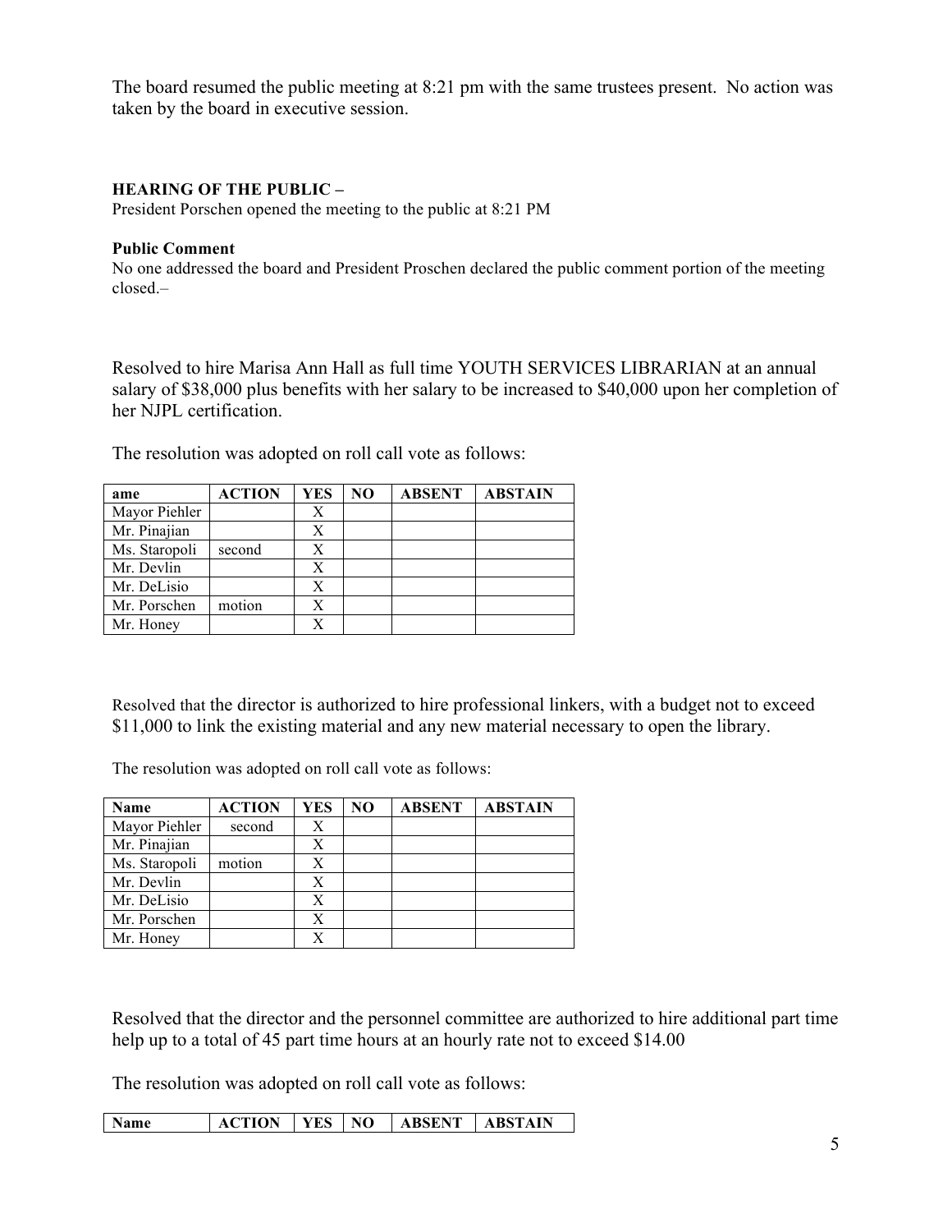The board resumed the public meeting at 8:21 pm with the same trustees present. No action was taken by the board in executive session.

**HEARING OF THE PUBLIC –**

President Porschen opened the meeting to the public at 8:21 PM

**Public Comment**

No one addressed the board and President Proschen declared the public comment portion of the meeting closed.–

Resolved to hire Marisa Ann Hall as full time YOUTH SERVICES LIBRARIAN at an annual salary of $38,000 plus benefits with her salary to be increased to $40,000 upon her completion of her NJPL certification.

The resolution was adopted on roll call vote as follows:

| ame | ACTION | YES | NO | ABSENT | ABSTAIN |
|---|---|---|---|---|---|
| Mayor Piehler | | X | | | |
| Mr. Pinajian | | X | | | |
| Ms. Staropoli | second | X | | | |
| Mr. Devlin | | X | | | |
| Mr. DeLisio | | X | | | |
| Mr. Porschen | motion | X | | | |
| Mr. Honey | | X | | | |

Resolved that the director is authorized to hire professional linkers, with a budget not to exceed $11,000 to link the existing material and any new material necessary to open the library.

The resolution was adopted on roll call vote as follows:

| Name | ACTION | YES | NO | ABSENT | ABSTAIN |
|---|---|---|---|---|---|
| Mayor Piehler | second | X | | | |
| Mr. Pinajian | | X | | | |
| Ms. Staropoli | motion | X | | | |
| Mr. Devlin | | X | | | |
| Mr. DeLisio | | X | | | |
| Mr. Porschen | | X | | | |
| Mr. Honey | | X | | | |

Resolved that the director and the personnel committee are authorized to hire additional part time help up to a total of 45 part time hours at an hourly rate not to exceed $14.00

The resolution was adopted on roll call vote as follows:

| Name | ACTION | YES | NO | ABSENT | ABSTAIN |
|---|---|---|---|---|---|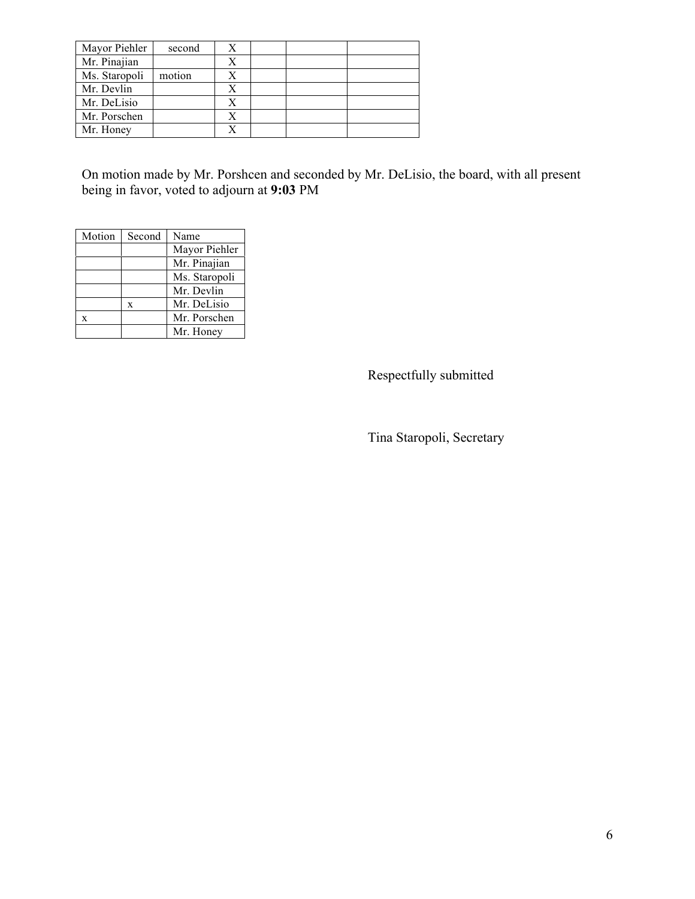| | | | | | |
|---|---|---|---|---|---|
| Mayor Piehler | second | X | | | |
| Mr. Pinajian | | X | | | |
| Ms. Staropoli | motion | X | | | |
| Mr. Devlin | | X | | | |
| Mr. DeLisio | | X | | | |
| Mr. Porschen | | X | | | |
| Mr. Honey | | X | | | |

On motion made by Mr. Porshcen and seconded by Mr. DeLisio, the board, with all present being in favor, voted to adjourn at **9:03** PM

| Motion | Second | Name |
|---|---|---|
| | | Mayor Piehler |
| | | Mr. Pinajian |
| | | Ms. Staropoli |
| | | Mr. Devlin |
| | x | Mr. DeLisio |
| x | | Mr. Porschen |
| | | Mr. Honey |

Respectfully submitted

Tina Staropoli, Secretary